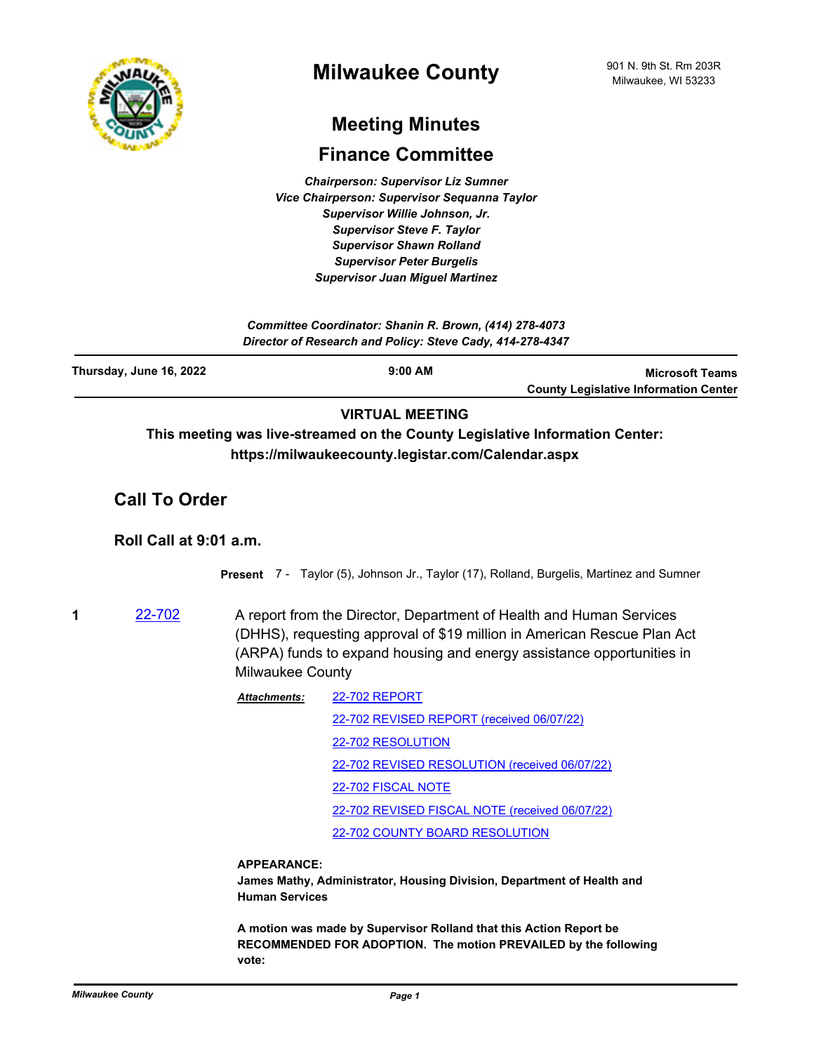# Milwaukee County

901 N. 9th St. Rm 203R
Milwaukee, WI 53233

## Meeting Minutes

## Finance Committee

*Chairperson: Supervisor Liz Sumner*
*Vice Chairperson: Supervisor Sequanna Taylor*
*Supervisor Willie Johnson, Jr.*
*Supervisor Steve F. Taylor*
*Supervisor Shawn Rolland*
*Supervisor Peter Burgelis*
*Supervisor Juan Miguel Martinez*

*Committee Coordinator: Shanin R. Brown, (414) 278-4073*
*Director of Research and Policy: Steve Cady, 414-278-4347*

---

**Thursday, June 16, 2022** | **9:00 AM** | **Microsoft Teams County Legislative Information Center**

---

**VIRTUAL MEETING**

**This meeting was live-streamed on the County Legislative Information Center: https://milwaukeecounty.legistar.com/Calendar.aspx**

## Call To Order

### Roll Call at 9:01 a.m.

**Present** 7 - Taylor (5), Johnson Jr., Taylor (17), Rolland, Burgelis, Martinez and Sumner

**1** 22-702

A report from the Director, Department of Health and Human Services (DHHS), requesting approval of $19 million in American Rescue Plan Act (ARPA) funds to expand housing and energy assistance opportunities in Milwaukee County

***Attachments:*** 22-702 REPORT
22-702 REVISED REPORT (received 06/07/22)
22-702 RESOLUTION
22-702 REVISED RESOLUTION (received 06/07/22)
22-702 FISCAL NOTE
22-702 REVISED FISCAL NOTE (received 06/07/22)
22-702 COUNTY BOARD RESOLUTION

**APPEARANCE:**
**James Mathy, Administrator, Housing Division, Department of Health and Human Services**

**A motion was made by Supervisor Rolland that this Action Report be RECOMMENDED FOR ADOPTION. The motion PREVAILED by the following vote:**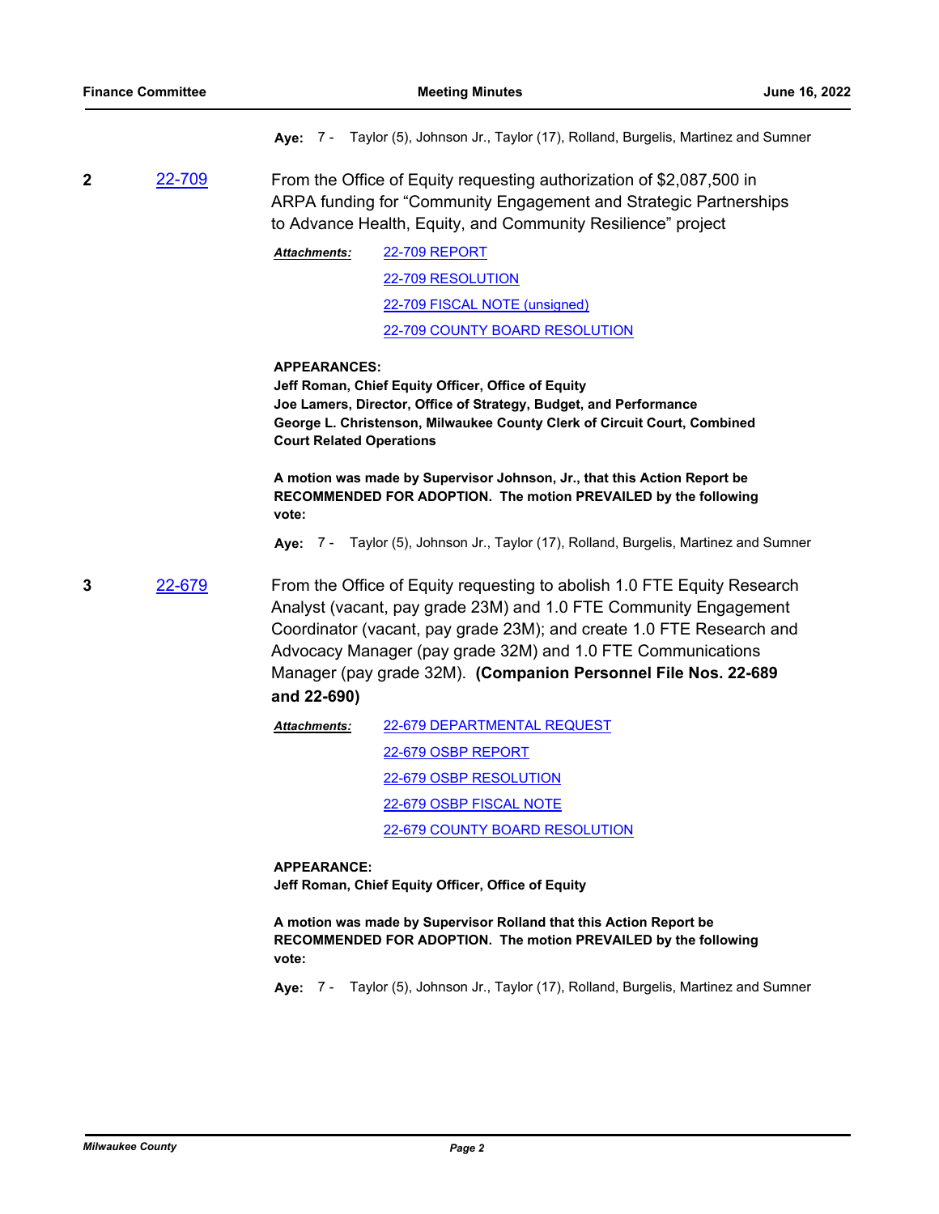**Aye:** 7 - Taylor (5), Johnson Jr., Taylor (17), Rolland, Burgelis, Martinez and Sumner

**2** 22-709

From the Office of Equity requesting authorization of $2,087,500 in ARPA funding for "Community Engagement and Strategic Partnerships to Advance Health, Equity, and Community Resilience" project

***Attachments:***
22-709 REPORT
22-709 RESOLUTION
22-709 FISCAL NOTE (unsigned)
22-709 COUNTY BOARD RESOLUTION

**APPEARANCES:**
**Jeff Roman, Chief Equity Officer, Office of Equity**
**Joe Lamers, Director, Office of Strategy, Budget, and Performance**
**George L. Christenson, Milwaukee County Clerk of Circuit Court, Combined Court Related Operations**

**A motion was made by Supervisor Johnson, Jr., that this Action Report be RECOMMENDED FOR ADOPTION. The motion PREVAILED by the following vote:**

**Aye:** 7 - Taylor (5), Johnson Jr., Taylor (17), Rolland, Burgelis, Martinez and Sumner

**3** 22-679

From the Office of Equity requesting to abolish 1.0 FTE Equity Research Analyst (vacant, pay grade 23M) and 1.0 FTE Community Engagement Coordinator (vacant, pay grade 23M); and create 1.0 FTE Research and Advocacy Manager (pay grade 32M) and 1.0 FTE Communications Manager (pay grade 32M). **(Companion Personnel File Nos. 22-689 and 22-690)**

***Attachments:***
22-679 DEPARTMENTAL REQUEST
22-679 OSBP REPORT
22-679 OSBP RESOLUTION
22-679 OSBP FISCAL NOTE
22-679 COUNTY BOARD RESOLUTION

**APPEARANCE:**
**Jeff Roman, Chief Equity Officer, Office of Equity**

**A motion was made by Supervisor Rolland that this Action Report be RECOMMENDED FOR ADOPTION. The motion PREVAILED by the following vote:**

**Aye:** 7 - Taylor (5), Johnson Jr., Taylor (17), Rolland, Burgelis, Martinez and Sumner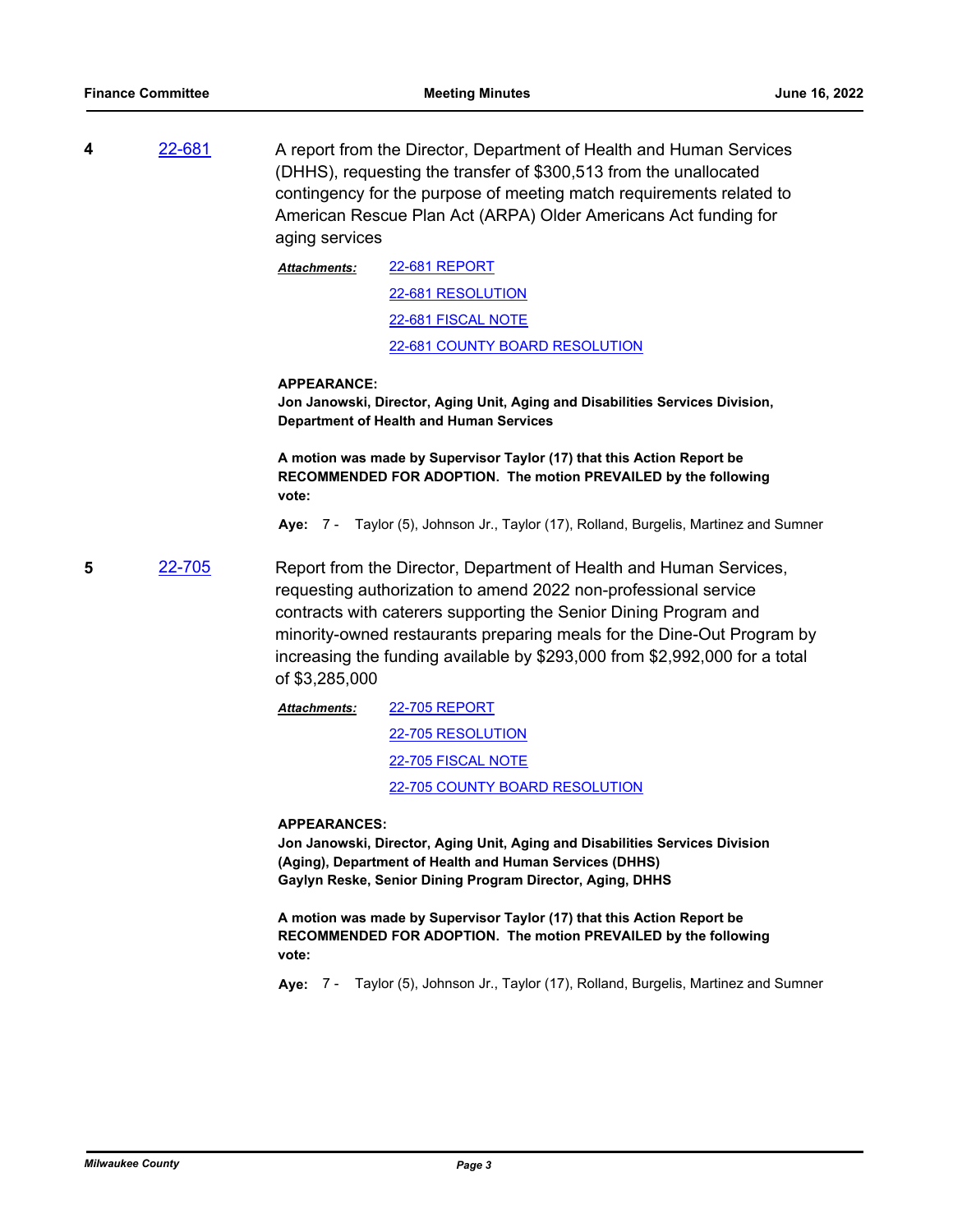**4** 22-681

A report from the Director, Department of Health and Human Services (DHHS), requesting the transfer of $300,513 from the unallocated contingency for the purpose of meeting match requirements related to American Rescue Plan Act (ARPA) Older Americans Act funding for aging services

***Attachments:*** 22-681 REPORT
22-681 RESOLUTION
22-681 FISCAL NOTE
22-681 COUNTY BOARD RESOLUTION

**APPEARANCE:**
**Jon Janowski, Director, Aging Unit, Aging and Disabilities Services Division, Department of Health and Human Services**

**A motion was made by Supervisor Taylor (17) that this Action Report be RECOMMENDED FOR ADOPTION. The motion PREVAILED by the following vote:**

**Aye:** 7 - Taylor (5), Johnson Jr., Taylor (17), Rolland, Burgelis, Martinez and Sumner

**5** 22-705

Report from the Director, Department of Health and Human Services, requesting authorization to amend 2022 non-professional service contracts with caterers supporting the Senior Dining Program and minority-owned restaurants preparing meals for the Dine-Out Program by increasing the funding available by $293,000 from $2,992,000 for a total of $3,285,000

***Attachments:*** 22-705 REPORT
22-705 RESOLUTION
22-705 FISCAL NOTE
22-705 COUNTY BOARD RESOLUTION

**APPEARANCES:**
**Jon Janowski, Director, Aging Unit, Aging and Disabilities Services Division (Aging), Department of Health and Human Services (DHHS)**
**Gaylyn Reske, Senior Dining Program Director, Aging, DHHS**

**A motion was made by Supervisor Taylor (17) that this Action Report be RECOMMENDED FOR ADOPTION. The motion PREVAILED by the following vote:**

**Aye:** 7 - Taylor (5), Johnson Jr., Taylor (17), Rolland, Burgelis, Martinez and Sumner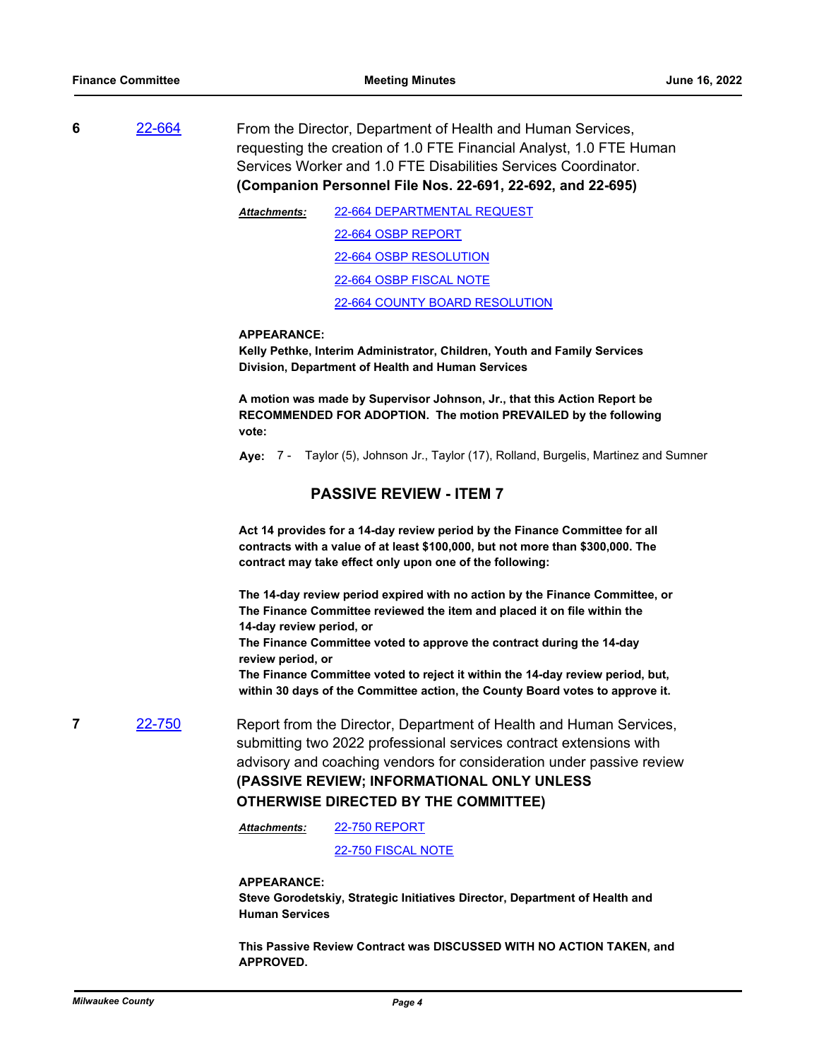**6** [22-664](22-664) From the Director, Department of Health and Human Services, requesting the creation of 1.0 FTE Financial Analyst, 1.0 FTE Human Services Worker and 1.0 FTE Disabilities Services Coordinator. **(Companion Personnel File Nos. 22-691, 22-692, and 22-695)**

***Attachments:*** 22-664 DEPARTMENTAL REQUEST
22-664 OSBP REPORT
22-664 OSBP RESOLUTION
22-664 OSBP FISCAL NOTE
22-664 COUNTY BOARD RESOLUTION

**APPEARANCE:**
**Kelly Pethke, Interim Administrator, Children, Youth and Family Services Division, Department of Health and Human Services**

**A motion was made by Supervisor Johnson, Jr., that this Action Report be RECOMMENDED FOR ADOPTION. The motion PREVAILED by the following vote:**

**Aye:** 7 - Taylor (5), Johnson Jr., Taylor (17), Rolland, Burgelis, Martinez and Sumner

## PASSIVE REVIEW - ITEM 7

**Act 14 provides for a 14-day review period by the Finance Committee for all contracts with a value of at least $100,000, but not more than $300,000. The contract may take effect only upon one of the following:**

**The 14-day review period expired with no action by the Finance Committee, or**
**The Finance Committee reviewed the item and placed it on file within the 14-day review period, or**
**The Finance Committee voted to approve the contract during the 14-day review period, or**
**The Finance Committee voted to reject it within the 14-day review period, but, within 30 days of the Committee action, the County Board votes to approve it.**

**7** [22-750](22-750) Report from the Director, Department of Health and Human Services, submitting two 2022 professional services contract extensions with advisory and coaching vendors for consideration under passive review **(PASSIVE REVIEW; INFORMATIONAL ONLY UNLESS OTHERWISE DIRECTED BY THE COMMITTEE)**

***Attachments:*** 22-750 REPORT
22-750 FISCAL NOTE

**APPEARANCE:**
**Steve Gorodetskiy, Strategic Initiatives Director, Department of Health and Human Services**

**This Passive Review Contract was DISCUSSED WITH NO ACTION TAKEN, and APPROVED.**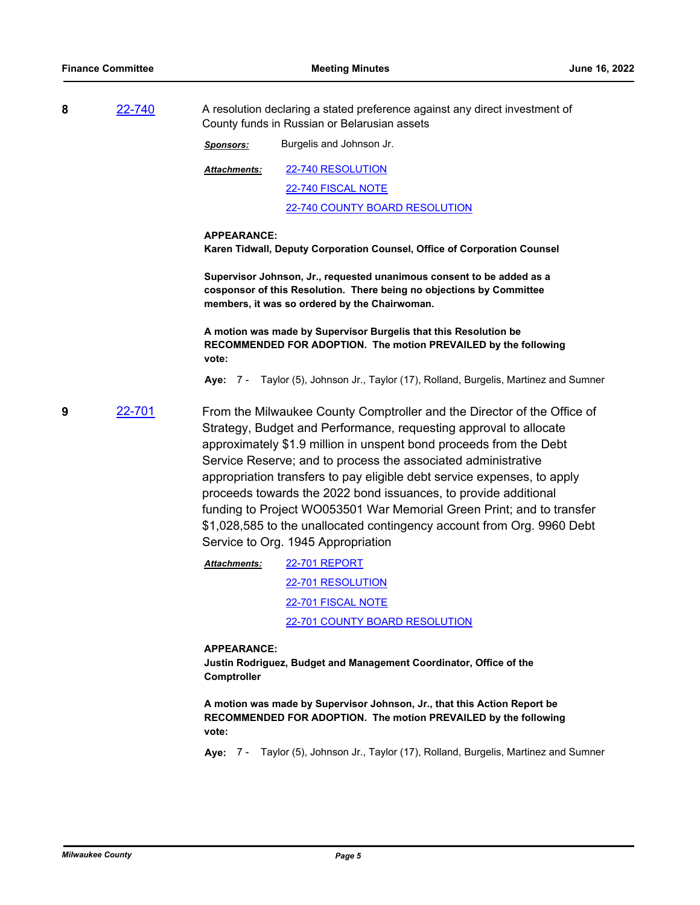**8** 22-740

A resolution declaring a stated preference against any direct investment of County funds in Russian or Belarusian assets

***Sponsors:*** Burgelis and Johnson Jr.

***Attachments:*** 22-740 RESOLUTION
22-740 FISCAL NOTE
22-740 COUNTY BOARD RESOLUTION

**APPEARANCE:**
**Karen Tidwall, Deputy Corporation Counsel, Office of Corporation Counsel**

**Supervisor Johnson, Jr., requested unanimous consent to be added as a cosponsor of this Resolution. There being no objections by Committee members, it was so ordered by the Chairwoman.**

**A motion was made by Supervisor Burgelis that this Resolution be RECOMMENDED FOR ADOPTION. The motion PREVAILED by the following vote:**

**Aye:** 7 - Taylor (5), Johnson Jr., Taylor (17), Rolland, Burgelis, Martinez and Sumner

**9** 22-701

From the Milwaukee County Comptroller and the Director of the Office of Strategy, Budget and Performance, requesting approval to allocate approximately $1.9 million in unspent bond proceeds from the Debt Service Reserve; and to process the associated administrative appropriation transfers to pay eligible debt service expenses, to apply proceeds towards the 2022 bond issuances, to provide additional funding to Project WO053501 War Memorial Green Print; and to transfer $1,028,585 to the unallocated contingency account from Org. 9960 Debt Service to Org. 1945 Appropriation

***Attachments:*** 22-701 REPORT
22-701 RESOLUTION
22-701 FISCAL NOTE
22-701 COUNTY BOARD RESOLUTION

**APPEARANCE:**
**Justin Rodriguez, Budget and Management Coordinator, Office of the Comptroller**

**A motion was made by Supervisor Johnson, Jr., that this Action Report be RECOMMENDED FOR ADOPTION. The motion PREVAILED by the following vote:**

**Aye:** 7 - Taylor (5), Johnson Jr., Taylor (17), Rolland, Burgelis, Martinez and Sumner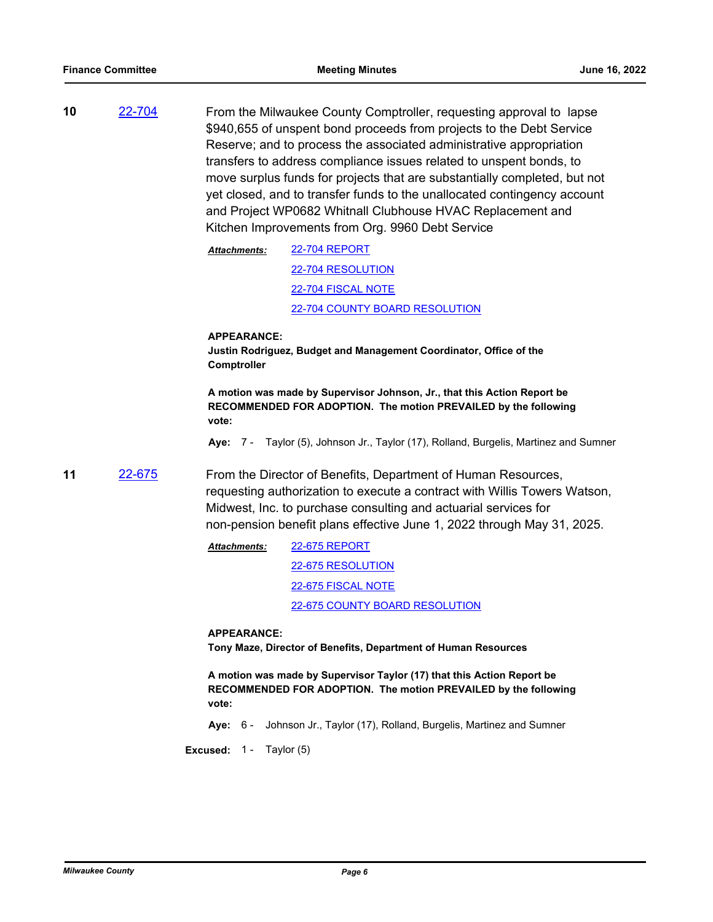**10** [22-704](22-704)

From the Milwaukee County Comptroller, requesting approval to lapse $940,655 of unspent bond proceeds from projects to the Debt Service Reserve; and to process the associated administrative appropriation transfers to address compliance issues related to unspent bonds, to move surplus funds for projects that are substantially completed, but not yet closed, and to transfer funds to the unallocated contingency account and Project WP0682 Whitnall Clubhouse HVAC Replacement and Kitchen Improvements from Org. 9960 Debt Service

***Attachments:*** 22-704 REPORT
22-704 RESOLUTION
22-704 FISCAL NOTE
22-704 COUNTY BOARD RESOLUTION

**APPEARANCE:**
**Justin Rodriguez, Budget and Management Coordinator, Office of the Comptroller**

**A motion was made by Supervisor Johnson, Jr., that this Action Report be RECOMMENDED FOR ADOPTION. The motion PREVAILED by the following vote:**

**Aye:** 7 - Taylor (5), Johnson Jr., Taylor (17), Rolland, Burgelis, Martinez and Sumner

**11** [22-675](22-675)

From the Director of Benefits, Department of Human Resources, requesting authorization to execute a contract with Willis Towers Watson, Midwest, Inc. to purchase consulting and actuarial services for non-pension benefit plans effective June 1, 2022 through May 31, 2025.

***Attachments:*** 22-675 REPORT
22-675 RESOLUTION
22-675 FISCAL NOTE
22-675 COUNTY BOARD RESOLUTION

**APPEARANCE:**
**Tony Maze, Director of Benefits, Department of Human Resources**

**A motion was made by Supervisor Taylor (17) that this Action Report be RECOMMENDED FOR ADOPTION. The motion PREVAILED by the following vote:**

**Aye:** 6 - Johnson Jr., Taylor (17), Rolland, Burgelis, Martinez and Sumner

**Excused:** 1 - Taylor (5)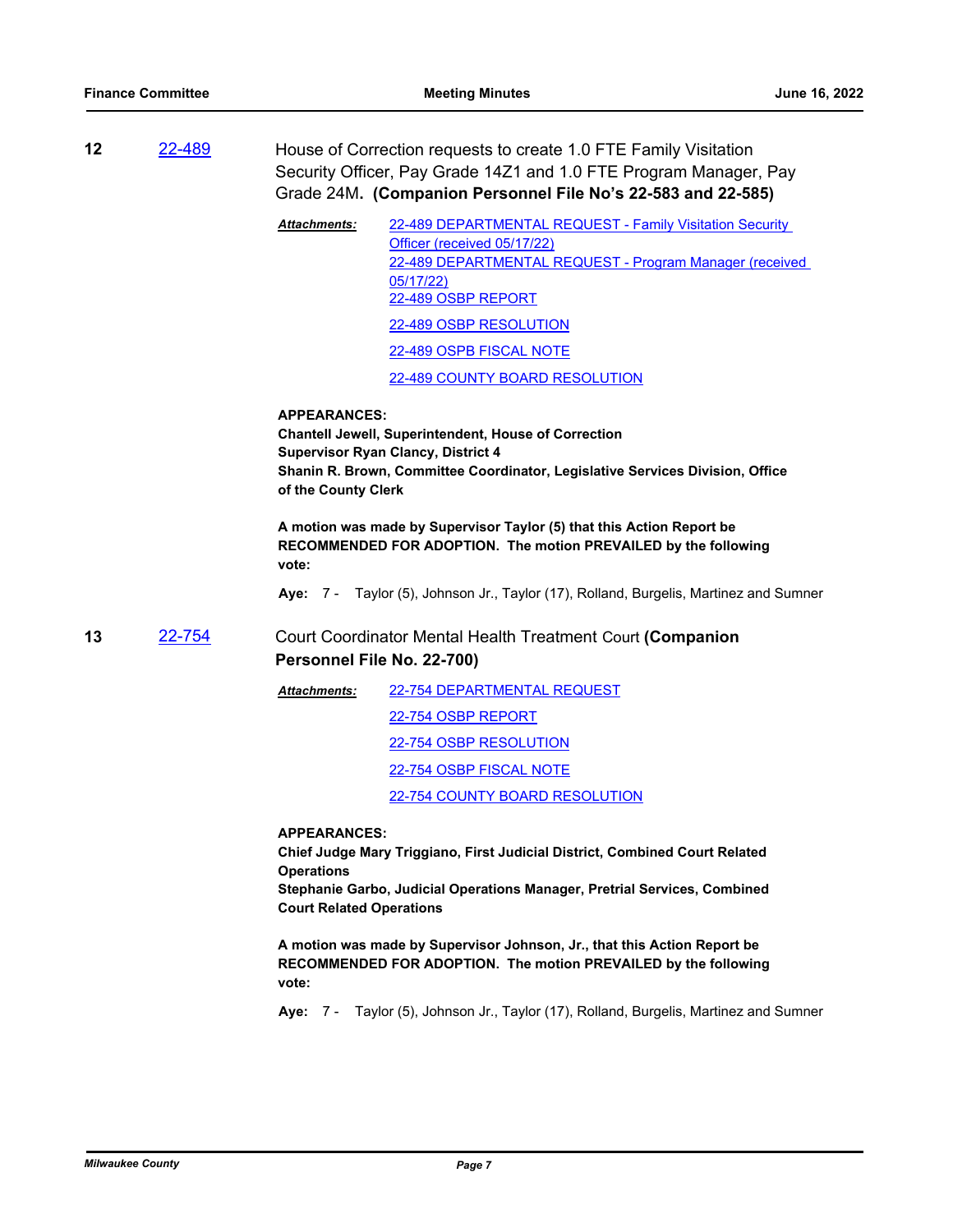**12** 22-489

House of Correction requests to create 1.0 FTE Family Visitation Security Officer, Pay Grade 14Z1 and 1.0 FTE Program Manager, Pay Grade 24M. **(Companion Personnel File No's 22-583 and 22-585)**

***Attachments:***
22-489 DEPARTMENTAL REQUEST - Family Visitation Security Officer (received 05/17/22)
22-489 DEPARTMENTAL REQUEST - Program Manager (received 05/17/22)
22-489 OSBP REPORT
22-489 OSBP RESOLUTION
22-489 OSPB FISCAL NOTE
22-489 COUNTY BOARD RESOLUTION

**APPEARANCES:**
**Chantell Jewell, Superintendent, House of Correction**
**Supervisor Ryan Clancy, District 4**
**Shanin R. Brown, Committee Coordinator, Legislative Services Division, Office of the County Clerk**

**A motion was made by Supervisor Taylor (5) that this Action Report be RECOMMENDED FOR ADOPTION. The motion PREVAILED by the following vote:**

**Aye:** 7 - Taylor (5), Johnson Jr., Taylor (17), Rolland, Burgelis, Martinez and Sumner

**13** 22-754

Court Coordinator Mental Health Treatment Court **(Companion Personnel File No. 22-700)**

***Attachments:***
22-754 DEPARTMENTAL REQUEST
22-754 OSBP REPORT
22-754 OSBP RESOLUTION
22-754 OSBP FISCAL NOTE
22-754 COUNTY BOARD RESOLUTION

**APPEARANCES:**
**Chief Judge Mary Triggiano, First Judicial District, Combined Court Related Operations**
**Stephanie Garbo, Judicial Operations Manager, Pretrial Services, Combined Court Related Operations**

**A motion was made by Supervisor Johnson, Jr., that this Action Report be RECOMMENDED FOR ADOPTION. The motion PREVAILED by the following vote:**

**Aye:** 7 - Taylor (5), Johnson Jr., Taylor (17), Rolland, Burgelis, Martinez and Sumner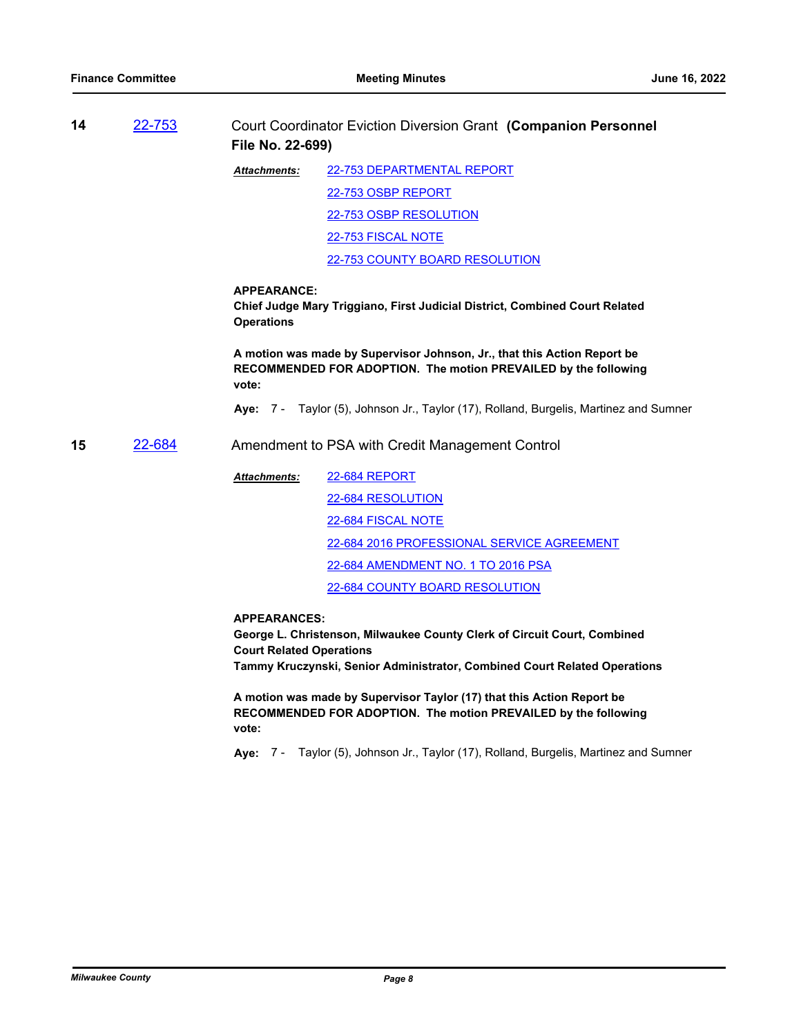**14** 22-753 Court Coordinator Eviction Diversion Grant **(Companion Personnel File No. 22-699)**

***Attachments:*** 22-753 DEPARTMENTAL REPORT

22-753 OSBP REPORT

22-753 OSBP RESOLUTION

22-753 FISCAL NOTE

22-753 COUNTY BOARD RESOLUTION

**APPEARANCE:**
**Chief Judge Mary Triggiano, First Judicial District, Combined Court Related Operations**

**A motion was made by Supervisor Johnson, Jr., that this Action Report be RECOMMENDED FOR ADOPTION. The motion PREVAILED by the following vote:**

**Aye:** 7 - Taylor (5), Johnson Jr., Taylor (17), Rolland, Burgelis, Martinez and Sumner

**15** 22-684 Amendment to PSA with Credit Management Control

***Attachments:*** 22-684 REPORT

22-684 RESOLUTION

22-684 FISCAL NOTE

22-684 2016 PROFESSIONAL SERVICE AGREEMENT

22-684 AMENDMENT NO. 1 TO 2016 PSA

22-684 COUNTY BOARD RESOLUTION

**APPEARANCES:**
**George L. Christenson, Milwaukee County Clerk of Circuit Court, Combined Court Related Operations**
**Tammy Kruczynski, Senior Administrator, Combined Court Related Operations**

**A motion was made by Supervisor Taylor (17) that this Action Report be RECOMMENDED FOR ADOPTION. The motion PREVAILED by the following vote:**

**Aye:** 7 - Taylor (5), Johnson Jr., Taylor (17), Rolland, Burgelis, Martinez and Sumner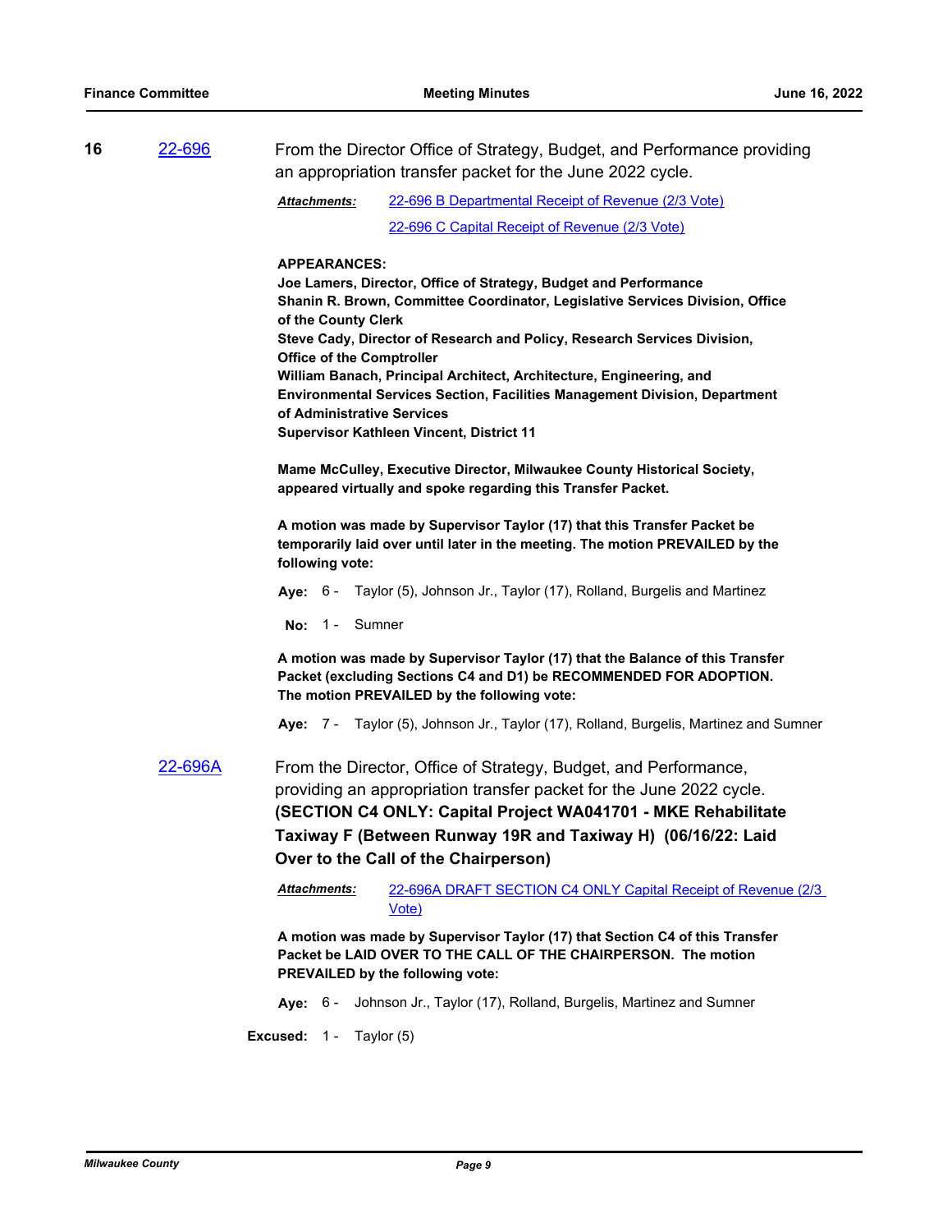**16** 22-696 From the Director Office of Strategy, Budget, and Performance providing an appropriation transfer packet for the June 2022 cycle.

***Attachments:*** 22-696 B Departmental Receipt of Revenue (2/3 Vote)
22-696 C Capital Receipt of Revenue (2/3 Vote)

**APPEARANCES:**
**Joe Lamers, Director, Office of Strategy, Budget and Performance**
**Shanin R. Brown, Committee Coordinator, Legislative Services Division, Office of the County Clerk**
**Steve Cady, Director of Research and Policy, Research Services Division, Office of the Comptroller**
**William Banach, Principal Architect, Architecture, Engineering, and Environmental Services Section, Facilities Management Division, Department of Administrative Services**
**Supervisor Kathleen Vincent, District 11**

**Mame McCulley, Executive Director, Milwaukee County Historical Society, appeared virtually and spoke regarding this Transfer Packet.**

**A motion was made by Supervisor Taylor (17) that this Transfer Packet be temporarily laid over until later in the meeting. The motion PREVAILED by the following vote:**

**Aye:** 6 - Taylor (5), Johnson Jr., Taylor (17), Rolland, Burgelis and Martinez

**No:** 1 - Sumner

**A motion was made by Supervisor Taylor (17) that the Balance of this Transfer Packet (excluding Sections C4 and D1) be RECOMMENDED FOR ADOPTION. The motion PREVAILED by the following vote:**

**Aye:** 7 - Taylor (5), Johnson Jr., Taylor (17), Rolland, Burgelis, Martinez and Sumner

22-696A From the Director, Office of Strategy, Budget, and Performance, providing an appropriation transfer packet for the June 2022 cycle. **(SECTION C4 ONLY: Capital Project WA041701 - MKE Rehabilitate Taxiway F (Between Runway 19R and Taxiway H) (06/16/22: Laid Over to the Call of the Chairperson)**

***Attachments:*** 22-696A DRAFT SECTION C4 ONLY Capital Receipt of Revenue (2/3 Vote)

**A motion was made by Supervisor Taylor (17) that Section C4 of this Transfer Packet be LAID OVER TO THE CALL OF THE CHAIRPERSON. The motion PREVAILED by the following vote:**

**Aye:** 6 - Johnson Jr., Taylor (17), Rolland, Burgelis, Martinez and Sumner

**Excused:** 1 - Taylor (5)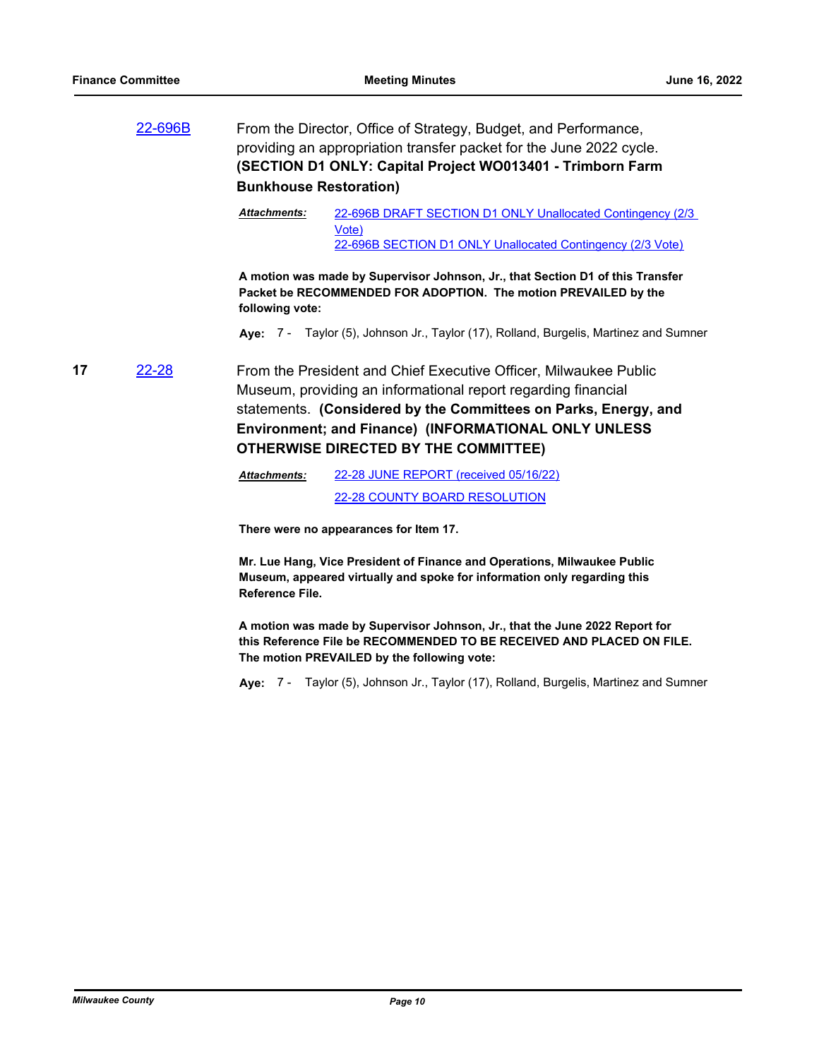22-696B

From the Director, Office of Strategy, Budget, and Performance, providing an appropriation transfer packet for the June 2022 cycle. **(SECTION D1 ONLY: Capital Project WO013401 - Trimborn Farm Bunkhouse Restoration)**

***Attachments:*** 22-696B DRAFT SECTION D1 ONLY Unallocated Contingency (2/3 Vote)
22-696B SECTION D1 ONLY Unallocated Contingency (2/3 Vote)

**A motion was made by Supervisor Johnson, Jr., that Section D1 of this Transfer Packet be RECOMMENDED FOR ADOPTION. The motion PREVAILED by the following vote:**

**Aye:** 7 - Taylor (5), Johnson Jr., Taylor (17), Rolland, Burgelis, Martinez and Sumner

**17** 22-28

From the President and Chief Executive Officer, Milwaukee Public Museum, providing an informational report regarding financial statements. **(Considered by the Committees on Parks, Energy, and Environment; and Finance) (INFORMATIONAL ONLY UNLESS OTHERWISE DIRECTED BY THE COMMITTEE)**

***Attachments:*** 22-28 JUNE REPORT (received 05/16/22)
22-28 COUNTY BOARD RESOLUTION

**There were no appearances for Item 17.**

**Mr. Lue Hang, Vice President of Finance and Operations, Milwaukee Public Museum, appeared virtually and spoke for information only regarding this Reference File.**

**A motion was made by Supervisor Johnson, Jr., that the June 2022 Report for this Reference File be RECOMMENDED TO BE RECEIVED AND PLACED ON FILE. The motion PREVAILED by the following vote:**

**Aye:** 7 - Taylor (5), Johnson Jr., Taylor (17), Rolland, Burgelis, Martinez and Sumner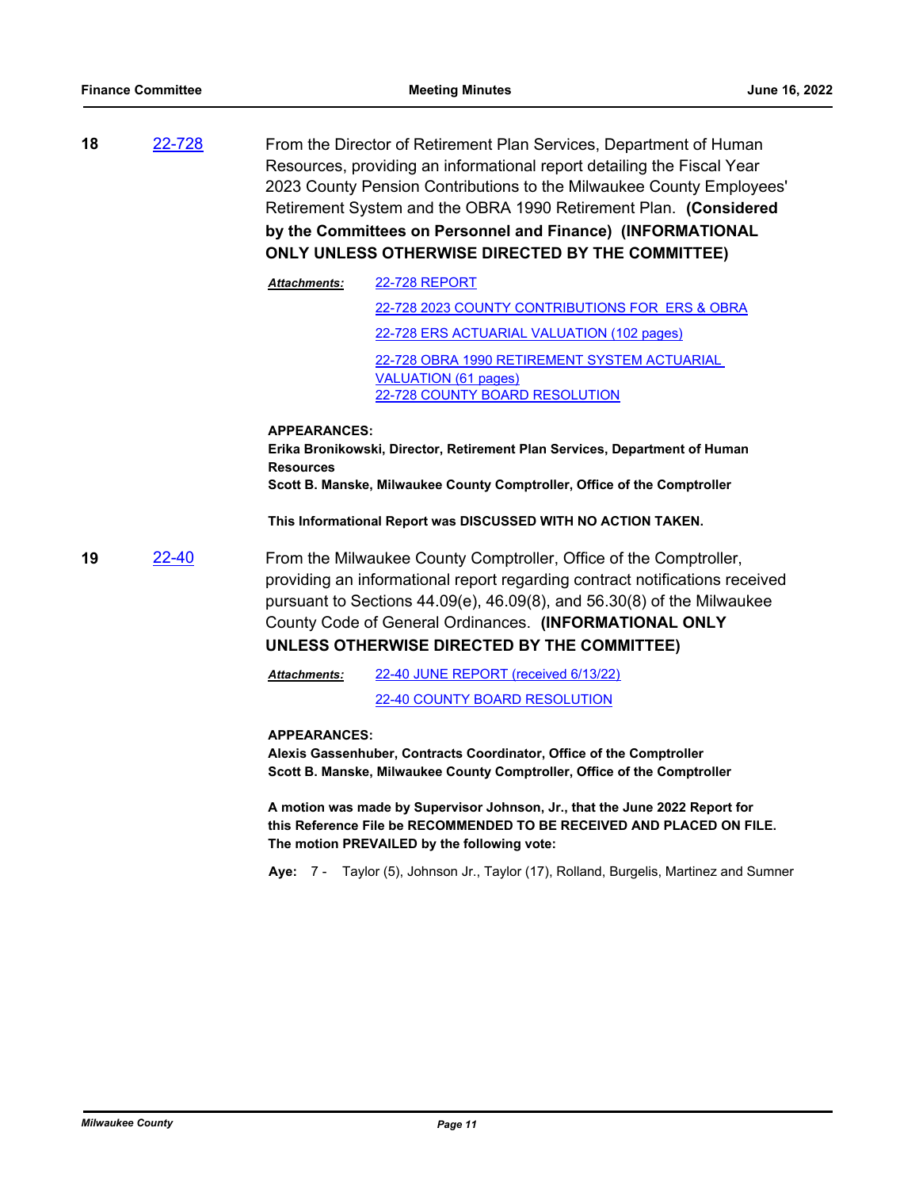**18** 22-728

From the Director of Retirement Plan Services, Department of Human Resources, providing an informational report detailing the Fiscal Year 2023 County Pension Contributions to the Milwaukee County Employees' Retirement System and the OBRA 1990 Retirement Plan. **(Considered by the Committees on Personnel and Finance) (INFORMATIONAL ONLY UNLESS OTHERWISE DIRECTED BY THE COMMITTEE)**

***Attachments:*** 22-728 REPORT
22-728 2023 COUNTY CONTRIBUTIONS FOR ERS & OBRA
22-728 ERS ACTUARIAL VALUATION (102 pages)
22-728 OBRA 1990 RETIREMENT SYSTEM ACTUARIAL VALUATION (61 pages)
22-728 COUNTY BOARD RESOLUTION

**APPEARANCES:**
**Erika Bronikowski, Director, Retirement Plan Services, Department of Human Resources**
**Scott B. Manske, Milwaukee County Comptroller, Office of the Comptroller**

**This Informational Report was DISCUSSED WITH NO ACTION TAKEN.**

**19** 22-40

From the Milwaukee County Comptroller, Office of the Comptroller, providing an informational report regarding contract notifications received pursuant to Sections 44.09(e), 46.09(8), and 56.30(8) of the Milwaukee County Code of General Ordinances. **(INFORMATIONAL ONLY UNLESS OTHERWISE DIRECTED BY THE COMMITTEE)**

***Attachments:*** 22-40 JUNE REPORT (received 6/13/22)
22-40 COUNTY BOARD RESOLUTION

**APPEARANCES:**
**Alexis Gassenhuber, Contracts Coordinator, Office of the Comptroller**
**Scott B. Manske, Milwaukee County Comptroller, Office of the Comptroller**

**A motion was made by Supervisor Johnson, Jr., that the June 2022 Report for this Reference File be RECOMMENDED TO BE RECEIVED AND PLACED ON FILE. The motion PREVAILED by the following vote:**

**Aye:** 7 - Taylor (5), Johnson Jr., Taylor (17), Rolland, Burgelis, Martinez and Sumner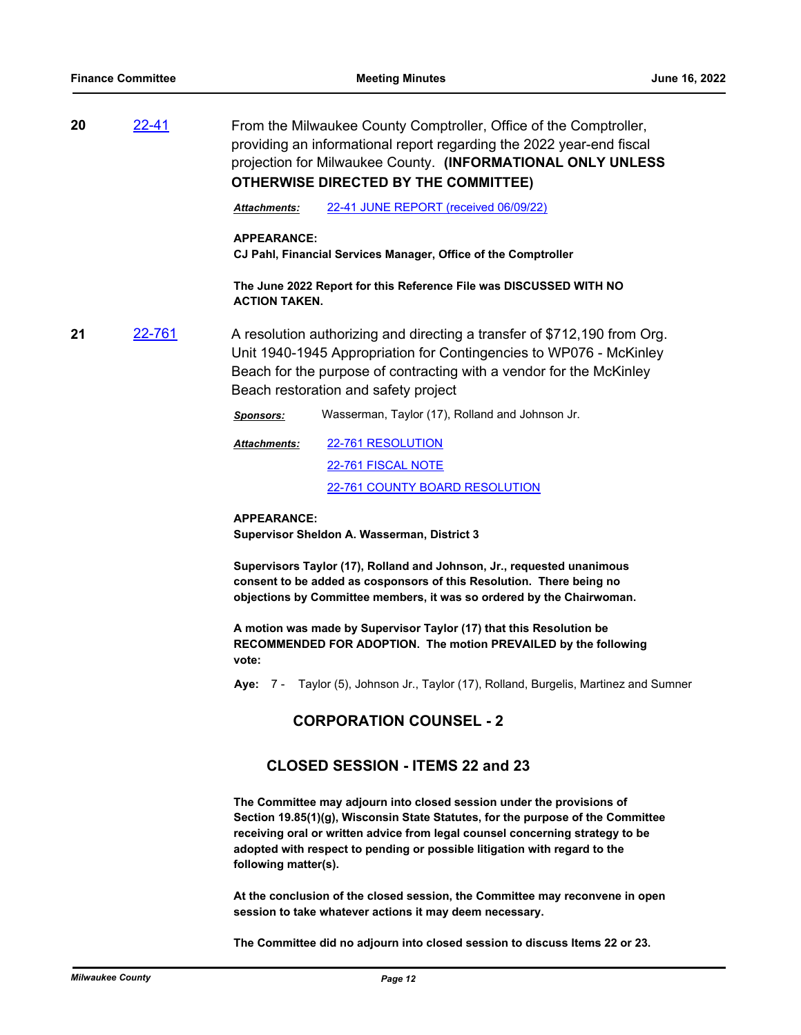**20** [22-41]

From the Milwaukee County Comptroller, Office of the Comptroller, providing an informational report regarding the 2022 year-end fiscal projection for Milwaukee County. **(INFORMATIONAL ONLY UNLESS OTHERWISE DIRECTED BY THE COMMITTEE)**

***Attachments:*** 22-41 JUNE REPORT (received 06/09/22)

**APPEARANCE:**
**CJ Pahl, Financial Services Manager, Office of the Comptroller**

**The June 2022 Report for this Reference File was DISCUSSED WITH NO ACTION TAKEN.**

**21** [22-761]

A resolution authorizing and directing a transfer of $712,190 from Org. Unit 1940-1945 Appropriation for Contingencies to WP076 - McKinley Beach for the purpose of contracting with a vendor for the McKinley Beach restoration and safety project

***Sponsors:*** Wasserman, Taylor (17), Rolland and Johnson Jr.

***Attachments:*** 22-761 RESOLUTION
22-761 FISCAL NOTE
22-761 COUNTY BOARD RESOLUTION

**APPEARANCE:**
**Supervisor Sheldon A. Wasserman, District 3**

**Supervisors Taylor (17), Rolland and Johnson, Jr., requested unanimous consent to be added as cosponsors of this Resolution. There being no objections by Committee members, it was so ordered by the Chairwoman.**

**A motion was made by Supervisor Taylor (17) that this Resolution be RECOMMENDED FOR ADOPTION. The motion PREVAILED by the following vote:**

**Aye:** 7 - Taylor (5), Johnson Jr., Taylor (17), Rolland, Burgelis, Martinez and Sumner

## CORPORATION COUNSEL - 2

## CLOSED SESSION - ITEMS 22 and 23

**The Committee may adjourn into closed session under the provisions of Section 19.85(1)(g), Wisconsin State Statutes, for the purpose of the Committee receiving oral or written advice from legal counsel concerning strategy to be adopted with respect to pending or possible litigation with regard to the following matter(s).**

**At the conclusion of the closed session, the Committee may reconvene in open session to take whatever actions it may deem necessary.**

**The Committee did no adjourn into closed session to discuss Items 22 or 23.**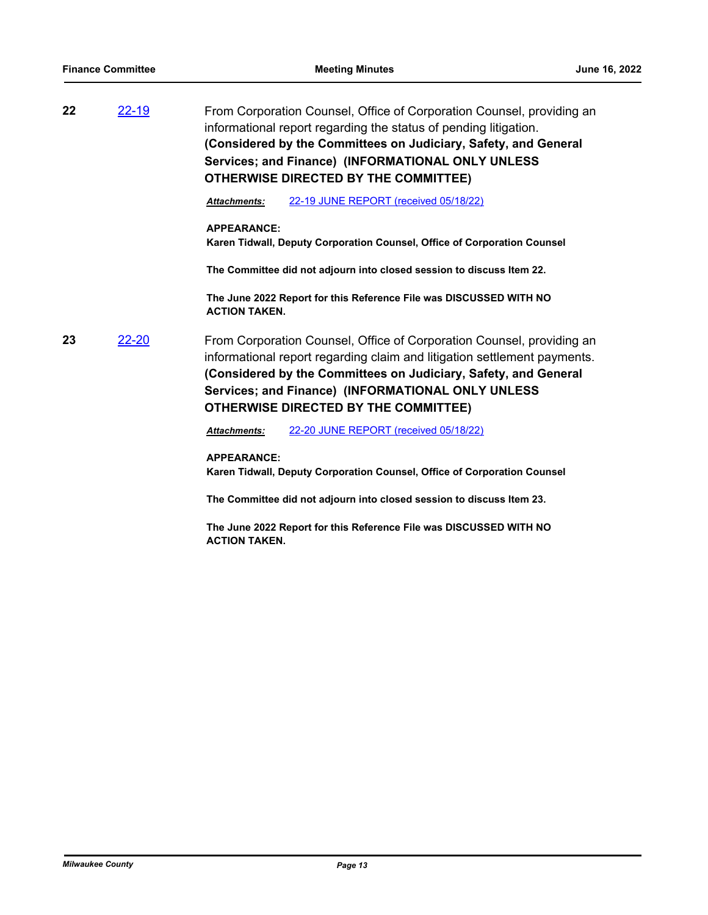**22** 22-19

From Corporation Counsel, Office of Corporation Counsel, providing an informational report regarding the status of pending litigation. **(Considered by the Committees on Judiciary, Safety, and General Services; and Finance) (INFORMATIONAL ONLY UNLESS OTHERWISE DIRECTED BY THE COMMITTEE)**

***Attachments:*** 22-19 JUNE REPORT (received 05/18/22)

**APPEARANCE:**
**Karen Tidwall, Deputy Corporation Counsel, Office of Corporation Counsel**

**The Committee did not adjourn into closed session to discuss Item 22.**

**The June 2022 Report for this Reference File was DISCUSSED WITH NO ACTION TAKEN.**

**23** 22-20

From Corporation Counsel, Office of Corporation Counsel, providing an informational report regarding claim and litigation settlement payments. **(Considered by the Committees on Judiciary, Safety, and General Services; and Finance) (INFORMATIONAL ONLY UNLESS OTHERWISE DIRECTED BY THE COMMITTEE)**

***Attachments:*** 22-20 JUNE REPORT (received 05/18/22)

**APPEARANCE:**
**Karen Tidwall, Deputy Corporation Counsel, Office of Corporation Counsel**

**The Committee did not adjourn into closed session to discuss Item 23.**

**The June 2022 Report for this Reference File was DISCUSSED WITH NO ACTION TAKEN.**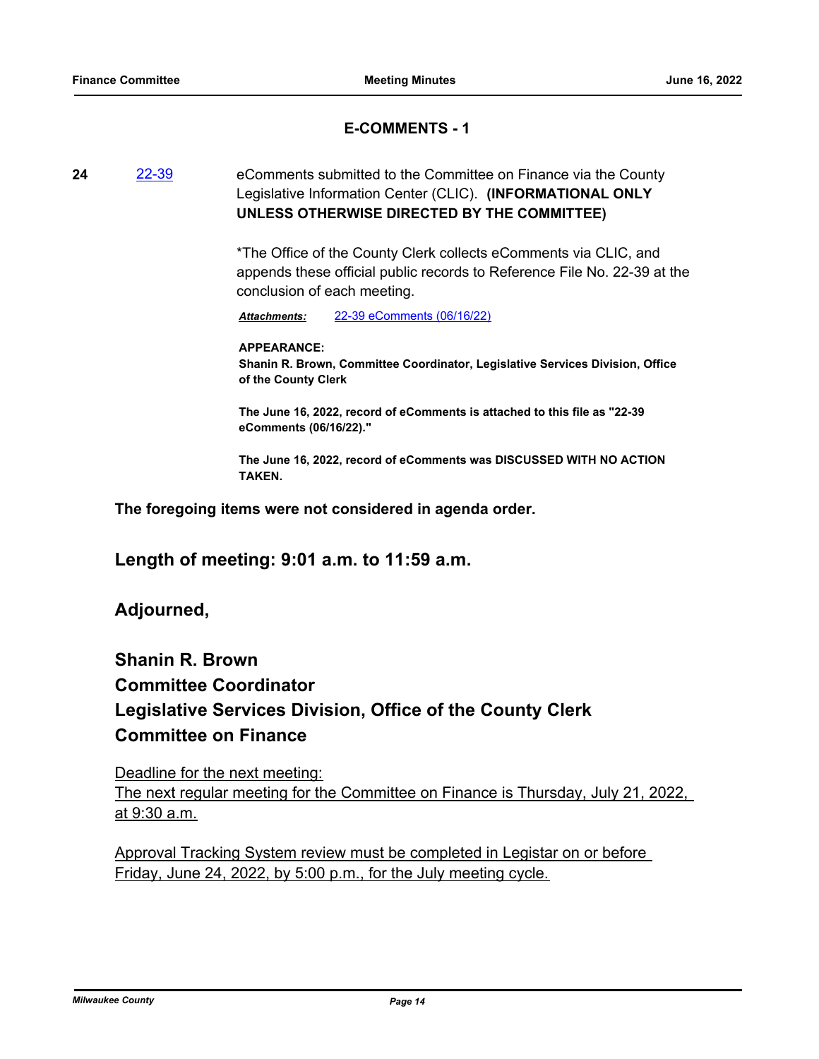## E-COMMENTS - 1

**24** [22-39](#) eComments submitted to the Committee on Finance via the County Legislative Information Center (CLIC). **(INFORMATIONAL ONLY UNLESS OTHERWISE DIRECTED BY THE COMMITTEE)**

*The Office of the County Clerk collects eComments via CLIC, and appends these official public records to Reference File No. 22-39 at the conclusion of each meeting.

***Attachments:*** [22-39 eComments (06/16/22)](#)

**APPEARANCE:**
**Shanin R. Brown, Committee Coordinator, Legislative Services Division, Office of the County Clerk**

**The June 16, 2022, record of eComments is attached to this file as "22-39 eComments (06/16/22)."**

**The June 16, 2022, record of eComments was DISCUSSED WITH NO ACTION TAKEN.**

**The foregoing items were not considered in agenda order.**

### Length of meeting: 9:01 a.m. to 11:59 a.m.

### Adjourned,

### Shanin R. Brown
### Committee Coordinator
### Legislative Services Division, Office of the County Clerk
### Committee on Finance

<u>Deadline for the next meeting:</u>
<u>The next regular meeting for the Committee on Finance is Thursday, July 21, 2022, at 9:30 a.m.</u>

<u>Approval Tracking System review must be completed in Legistar on or before Friday, June 24, 2022, by 5:00 p.m., for the July meeting cycle.</u>